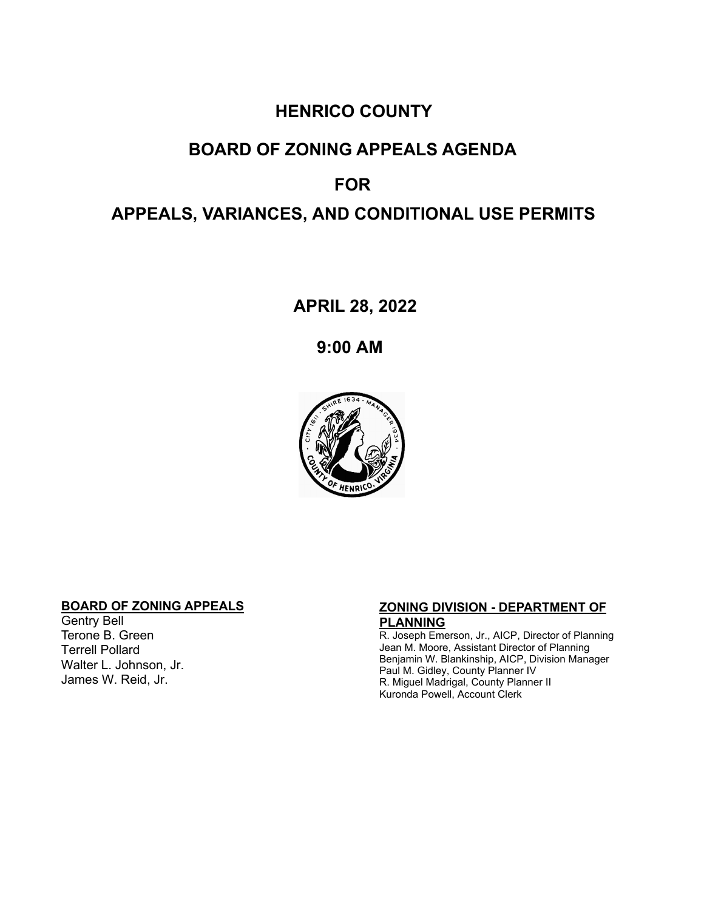# HENRICO COUNTY

# BOARD OF ZONING APPEALS AGENDA

# FOR

# APPEALS, VARIANCES, AND CONDITIONAL USE PERMITS

## APRIL 28, 2022

## 9:00 AM

**BOARD OF ZONING APPEALS**

Gentry Bell
Terone B. Green
Terrell Pollard
Walter L. Johnson, Jr.
James W. Reid, Jr.

**ZONING DIVISION - DEPARTMENT OF PLANNING**

R. Joseph Emerson, Jr., AICP, Director of Planning
Jean M. Moore, Assistant Director of Planning
Benjamin W. Blankinship, AICP, Division Manager
Paul M. Gidley, County Planner IV
R. Miguel Madrigal, County Planner II
Kuronda Powell, Account Clerk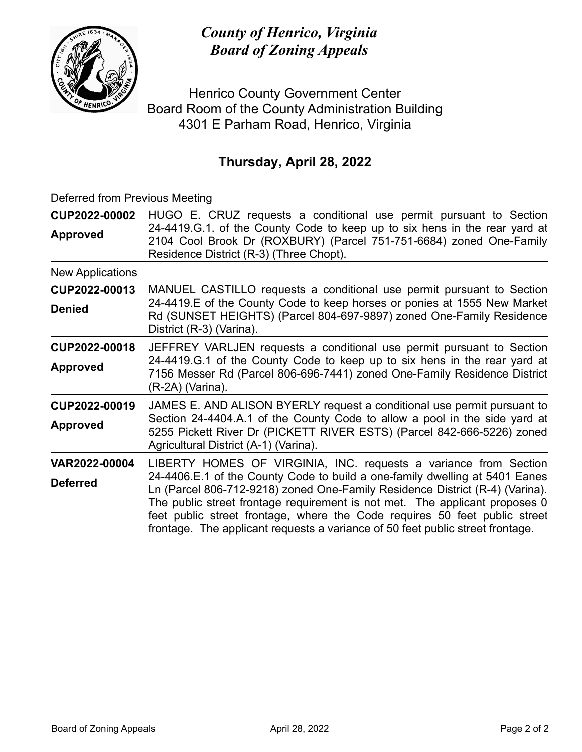# *County of Henrico, Virginia*
# *Board of Zoning Appeals*

Henrico County Government Center
Board Room of the County Administration Building
4301 E Parham Road, Henrico, Virginia

## Thursday, April 28, 2022

Deferred from Previous Meeting

| | |
|---|---|
| **CUP2022-00002**<br>**Approved** | HUGO E. CRUZ requests a conditional use permit pursuant to Section 24-4419.G.1. of the County Code to keep up to six hens in the rear yard at 2104 Cool Brook Dr (ROXBURY) (Parcel 751-751-6684) zoned One-Family Residence District (R-3) (Three Chopt). |

New Applications

| | |
|---|---|
| **CUP2022-00013**<br>**Denied** | MANUEL CASTILLO requests a conditional use permit pursuant to Section 24-4419.E of the County Code to keep horses or ponies at 1555 New Market Rd (SUNSET HEIGHTS) (Parcel 804-697-9897) zoned One-Family Residence District (R-3) (Varina). |
| **CUP2022-00018**<br>**Approved** | JEFFREY VARLJEN requests a conditional use permit pursuant to Section 24-4419.G.1 of the County Code to keep up to six hens in the rear yard at 7156 Messer Rd (Parcel 806-696-7441) zoned One-Family Residence District (R-2A) (Varina). |
| **CUP2022-00019**<br>**Approved** | JAMES E. AND ALISON BYERLY request a conditional use permit pursuant to Section 24-4404.A.1 of the County Code to allow a pool in the side yard at 5255 Pickett River Dr (PICKETT RIVER ESTS) (Parcel 842-666-5226) zoned Agricultural District (A-1) (Varina). |
| **VAR2022-00004**<br>**Deferred** | LIBERTY HOMES OF VIRGINIA, INC. requests a variance from Section 24-4406.E.1 of the County Code to build a one-family dwelling at 5401 Eanes Ln (Parcel 806-712-9218) zoned One-Family Residence District (R-4) (Varina). The public street frontage requirement is not met. The applicant proposes 0 feet public street frontage, where the Code requires 50 feet public street frontage. The applicant requests a variance of 50 feet public street frontage. |